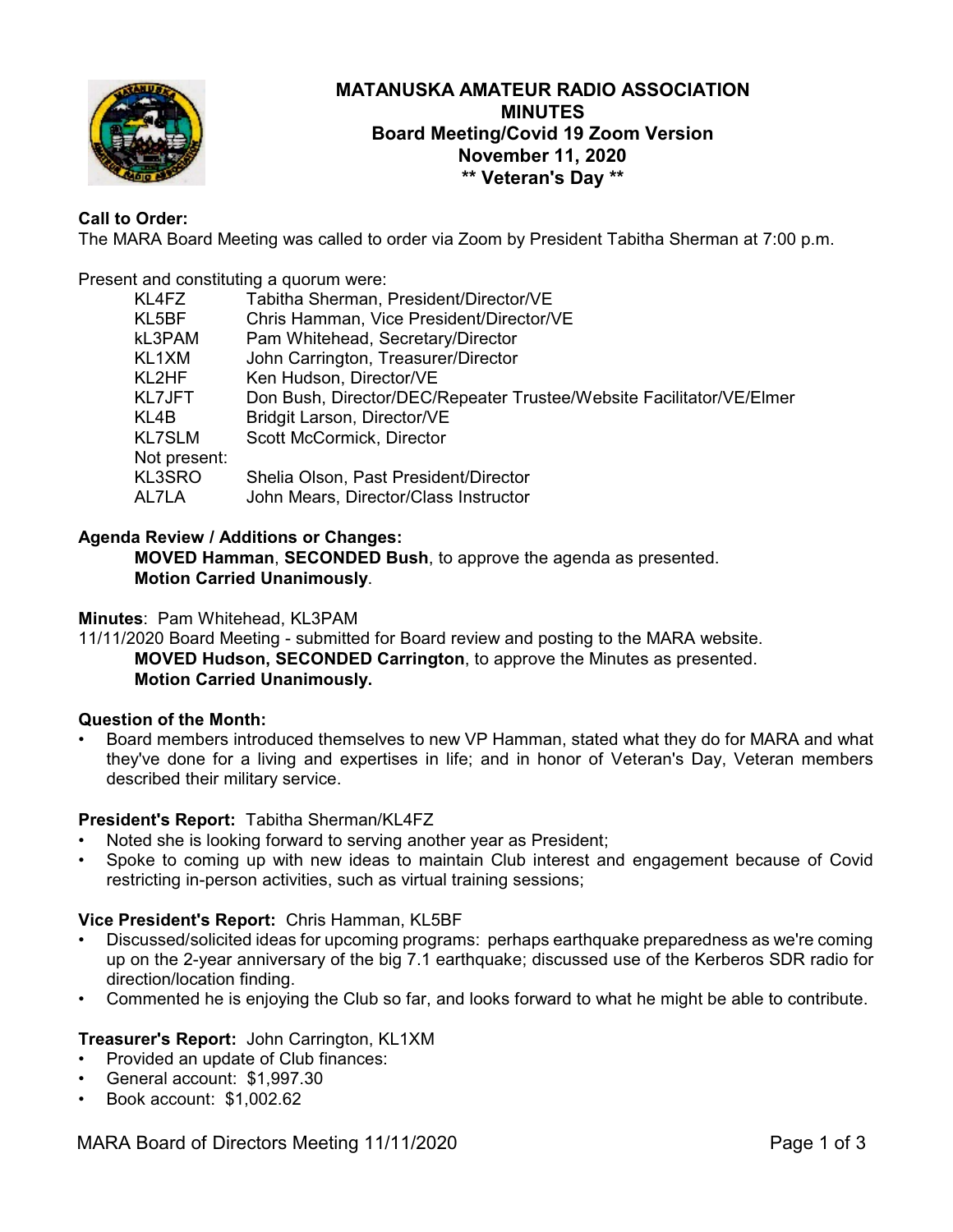# MATANUSKA AMATEUR RADIO ASSOCIATION
## MINUTES
## Board Meeting/Covid 19 Zoom Version
## November 11, 2020
## ** Veteran's Day **

**Call to Order:**
The MARA Board Meeting was called to order via Zoom by President Tabitha Sherman at 7:00 p.m.

Present and constituting a quorum were:

| | |
|---|---|
| KL4FZ | Tabitha Sherman, President/Director/VE |
| KL5BF | Chris Hamman, Vice President/Director/VE |
| kL3PAM | Pam Whitehead, Secretary/Director |
| KL1XM | John Carrington, Treasurer/Director |
| KL2HF | Ken Hudson, Director/VE |
| KL7JFT | Don Bush, Director/DEC/Repeater Trustee/Website Facilitator/VE/Elmer |
| KL4B | Bridgit Larson, Director/VE |
| KL7SLM | Scott McCormick, Director |
| Not present: | |
| KL3SRO | Shelia Olson, Past President/Director |
| AL7LA | John Mears, Director/Class Instructor |

**Agenda Review / Additions or Changes:**

**MOVED Hamman**, **SECONDED Bush**, to approve the agenda as presented.
**Motion Carried Unanimously**.

**Minutes**: Pam Whitehead, KL3PAM
11/11/2020 Board Meeting - submitted for Board review and posting to the MARA website.

**MOVED Hudson, SECONDED Carrington**, to approve the Minutes as presented.
**Motion Carried Unanimously.**

**Question of the Month:**
- Board members introduced themselves to new VP Hamman, stated what they do for MARA and what they've done for a living and expertises in life; and in honor of Veteran's Day, Veteran members described their military service.

**President's Report:** Tabitha Sherman/KL4FZ
- Noted she is looking forward to serving another year as President;
- Spoke to coming up with new ideas to maintain Club interest and engagement because of Covid restricting in-person activities, such as virtual training sessions;

**Vice President's Report:** Chris Hamman, KL5BF
- Discussed/solicited ideas for upcoming programs: perhaps earthquake preparedness as we're coming up on the 2-year anniversary of the big 7.1 earthquake; discussed use of the Kerberos SDR radio for direction/location finding.
- Commented he is enjoying the Club so far, and looks forward to what he might be able to contribute.

**Treasurer's Report:** John Carrington, KL1XM
- Provided an update of Club finances:
- General account: $1,997.30
- Book account: $1,002.62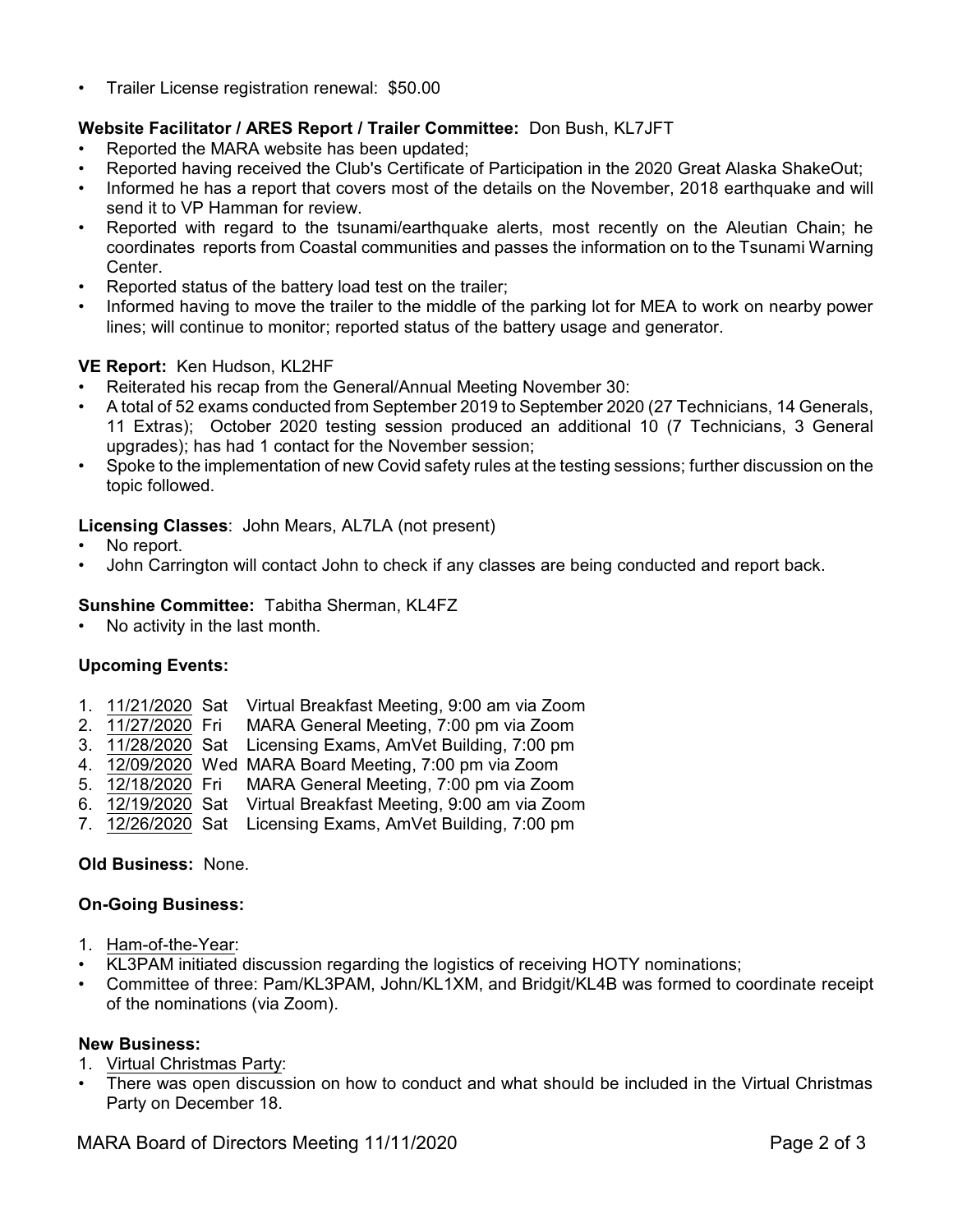- Trailer License registration renewal:  $50.00

**Website Facilitator / ARES Report / Trailer Committee:** Don Bush, KL7JFT

- Reported the MARA website has been updated;
- Reported having received the Club's Certificate of Participation in the 2020 Great Alaska ShakeOut;
- Informed he has a report that covers most of the details on the November, 2018 earthquake and will send it to VP Hamman for review.
- Reported with regard to the tsunami/earthquake alerts, most recently on the Aleutian Chain; he coordinates reports from Coastal communities and passes the information on to the Tsunami Warning Center.
- Reported status of the battery load test on the trailer;
- Informed having to move the trailer to the middle of the parking lot for MEA to work on nearby power lines; will continue to monitor; reported status of the battery usage and generator.

**VE Report:** Ken Hudson, KL2HF

- Reiterated his recap from the General/Annual Meeting November 30:
- A total of 52 exams conducted from September 2019 to September 2020 (27 Technicians, 14 Generals, 11 Extras);  October 2020 testing session produced an additional 10 (7 Technicians, 3 General upgrades); has had 1 contact for the November session;
- Spoke to the implementation of new Covid safety rules at the testing sessions; further discussion on the topic followed.

**Licensing Classes**: John Mears, AL7LA (not present)

- No report.
- John Carrington will contact John to check if any classes are being conducted and report back.

**Sunshine Committee:** Tabitha Sherman, KL4FZ

- No activity in the last month.

**Upcoming Events:**

1. 11/21/2020 Sat  Virtual Breakfast Meeting, 9:00 am via Zoom
2. 11/27/2020 Fri  MARA General Meeting, 7:00 pm via Zoom
3. 11/28/2020 Sat  Licensing Exams, AmVet Building, 7:00 pm
4. 12/09/2020 Wed  MARA Board Meeting, 7:00 pm via Zoom
5. 12/18/2020 Fri  MARA General Meeting, 7:00 pm via Zoom
6. 12/19/2020 Sat  Virtual Breakfast Meeting, 9:00 am via Zoom
7. 12/26/2020 Sat  Licensing Exams, AmVet Building, 7:00 pm

**Old Business:** None.

**On-Going Business:**

1. Ham-of-the-Year:

- KL3PAM initiated discussion regarding the logistics of receiving HOTY nominations;
- Committee of three: Pam/KL3PAM, John/KL1XM, and Bridgit/KL4B was formed to coordinate receipt of the nominations (via Zoom).

**New Business:**

1. Virtual Christmas Party:

- There was open discussion on how to conduct and what should be included in the Virtual Christmas Party on December 18.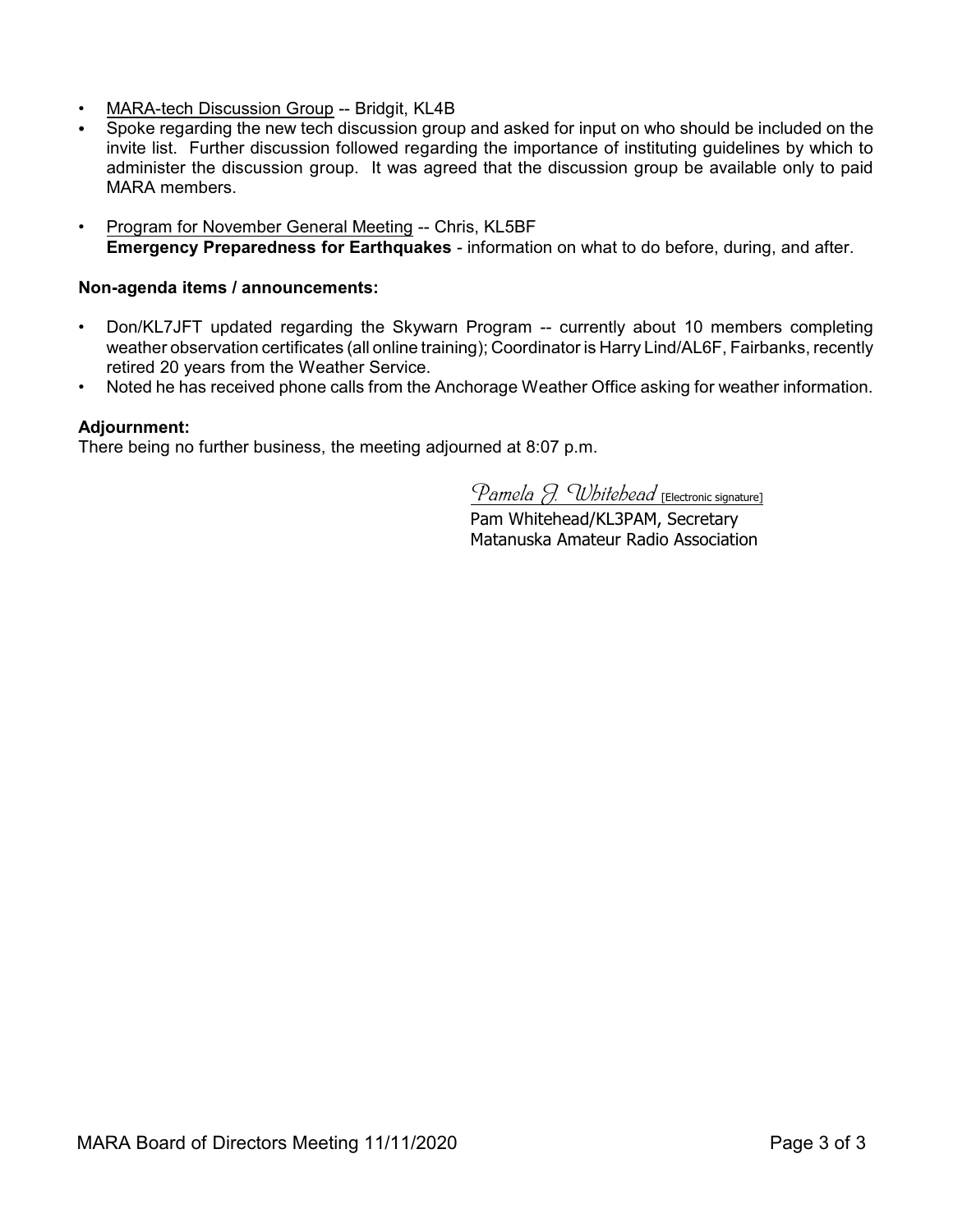- MARA-tech Discussion Group -- Bridgit, KL4B
- Spoke regarding the new tech discussion group and asked for input on who should be included on the invite list. Further discussion followed regarding the importance of instituting guidelines by which to administer the discussion group. It was agreed that the discussion group be available only to paid MARA members.

- Program for November General Meeting -- Chris, KL5BF
  **Emergency Preparedness for Earthquakes** - information on what to do before, during, and after.

**Non-agenda items / announcements:**

- Don/KL7JFT updated regarding the Skywarn Program -- currently about 10 members completing weather observation certificates (all online training); Coordinator is Harry Lind/AL6F, Fairbanks, recently retired 20 years from the Weather Service.
- Noted he has received phone calls from the Anchorage Weather Office asking for weather information.

**Adjournment:**

There being no further business, the meeting adjourned at 8:07 p.m.

*Pamela J. Whitehead* [Electronic signature]

Pam Whitehead/KL3PAM, Secretary
Matanuska Amateur Radio Association